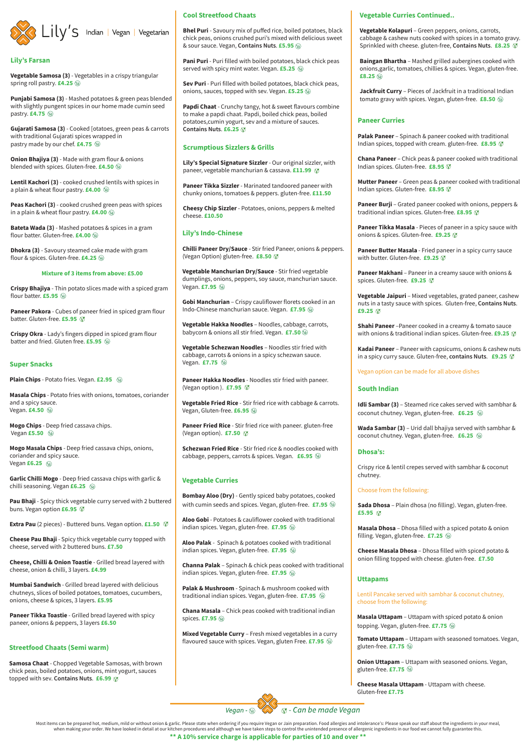# Lily's Indian | Vegan | Vegetarian

## Lily's Farsan

**Vegetable Samosa (3)** - Vegetables in a crispy triangular spring roll pastry. **£4.25**

**Punjabi Samosa (3)** - Mashed potatoes & green peas blended with slightly pungent spices in our home made cumin seed pastry. **£4.75**

**Gujarati Samosa (3)** - Cooked [otatoes, green peas & carrots with traditional Gujarati spices wrapped in pastry made by our chef. **£4.75**

**Onion Bhajiya (3)** - Made with gram flour & onions blended with spices. Gluten-free. **£4.50**

**Lentil Kachori (3)** - cooked crushed lentils with spices in a plain & wheat flour pastry. **£4.00**

**Peas Kachori (3)** - cooked crushed green peas with spices in a plain & wheat flour pastry. **£4.00**

**Bateta Wada (3)** - Mashed potatoes & spices in a gram flour batter. Gluten-free. **£4.00**

**Dhokra (3)** - Savoury steamed cake made with gram flour & spices. Gluten-free. **£4.25**

**Mixture of 3 items from above: £5.00**

**Crispy Bhajiya** - Thin potato slices made with a spiced gram flour batter. **£5.95**

**Paneer Pakora** - Cubes of paneer fried in spiced gram flour batter. Gluten-free. **£5.95**

**Crispy Okra** - Lady's fingers dipped in spiced gram flour batter and fried. Gluten free. **£5.95**

## Super Snacks

**Plain Chips** - Potato fries. Vegan. **£2.95**

**Masala Chips** - Potato fries with onions, tomatoes, coriander and a spicy sauce. Vegan. **£4.50**

**Mogo Chips** - Deep fried cassava chips. Vegan **£5.50**

**Mogo Masala Chips** - Deep fried cassava chips, onions, coriander and spicy sauce. Vegan **£6.25**

**Garlic Chilli Mogo** - Deep fried cassava chips with garlic & chilli seasoning. Vegan **£6.25**

**Pau Bhaji** - Spicy thick vegetable curry served with 2 buttered buns. Vegan option **£6.95**

**Extra Pau** (2 pieces) - Buttered buns. Vegan option. **£1.50**

**Cheese Pau Bhaji** - Spicy thick vegetable curry topped with cheese, served with 2 buttered buns. **£7.50**

**Cheese, Chilli & Onion Toastie** - Grilled bread layered with cheese, onion & chilli, 3 layers. **£4.99**

**Mumbai Sandwich** - Grilled bread layered with delicious chutneys, slices of boiled potatoes, tomatoes, cucumbers, onions, cheese & spices, 3 layers. **£5.95**

**Paneer Tikka Toastie** - Grilled bread layered with spicy paneer, onions & peppers, 3 layers **£6.50**

## Streetfood Chaats (Semi warm)

**Samosa Chaat** - Chopped Vegetable Samosas, with brown chick peas, boiled potatoes, onions, mint yogurt, sauces topped with sev. **Contains Nuts. £6.99**

## Cool Streetfood Chaats

**Bhel Puri** - Savoury mix of puffed rice, boiled potatoes, black chick peas, onions crushed puri's mixed with delicious sweet & sour sauce. Vegan, **Contains Nuts. £5.95**

**Pani Puri** - Puri filled with boiled potatoes, black chick peas served with spicy mint water. Vegan. **£5.25**

**Sev Puri** - Puri filled with boiled potatoes, black chick peas, onions, sauces, topped with sev. Vegan. **£5.25**

**Papdi Chaat** - Crunchy tangy, hot & sweet flavours combine to make a papdi chaat. Papdi, boiled chick peas, boiled potatoes,cumin yogurt, sev and a mixture of sauces. **Contains Nuts. £6.25**

## Scrumptious Sizzlers & Grills

**Lily's Special Signature Sizzler** - Our original sizzler, with paneer, vegetable manchurian & cassava. **£11.99**

**Paneer Tikka Sizzler** - Marinated tandoored paneer with chunky onions, tomatoes & peppers. gluten-free. **£11.50**

**Cheesy Chip Sizzler** - Potatoes, onions, peppers & melted cheese. **£10.50**

## Lily's Indo-Chinese

**Chilli Paneer Dry/Sauce** - Stir fried Paneer, onions & peppers. (Vegan Option) gluten-free. **£8.50**

**Vegetable Manchurian Dry/Sauce** - Stir fried vegetable dumplings, onions, peppers, soy sauce, manchurian sauce. Vegan. **£7.95**

**Gobi Manchurian** – Crispy cauliflower florets cooked in an Indo-Chinese manchurian sauce. Vegan. **£7.95**

**Vegetable Hakka Noodles** – Noodles, cabbage, carrots, babycorn & onions all stir fried. Vegan. **£7.50**

**Vegetable Schezwan Noodles** – Noodles stir fried with cabbage, carrots & onions in a spicy schezwan sauce. Vegan. **£7.75**

**Paneer Hakka Noodles** - Noodles stir fried with paneer. (Vegan option ). **£7.95**

**Vegetable Fried Rice** - Stir fried rice with cabbage & carrots. Vegan, Gluten-free. **£6.95**

**Paneer Fried Rice** - Stir fried rice with paneer. gluten-free (Vegan option). **£7.50**

**Schezwan Fried Rice** - Stir fried rice & noodles cooked with cabbage, peppers, carrots & spices. Vegan. **£6.95**

## Vegetable Curries

**Bombay Aloo (Dry)** - Gently spiced baby potatoes, cooked with cumin seeds and spices. Vegan, gluten-free. **£7.95**

**Aloo Gobi** - Potatoes & cauliflower cooked with traditional indian spices. Vegan, gluten-free. **£7.95**

**Aloo Palak** - Spinach & potatoes cooked with traditional indian spices. Vegan, gluten-free. **£7.95**

**Channa Palak** – Spinach & chick peas cooked with traditional indian spices. Vegan, gluten-free. **£7.95**

**Palak & Mushroom** - Spinach & mushroom cooked with traditional indian spices. Vegan, gluten-free. **£7.95**

**Chana Masala** – Chick peas cooked with traditional indian spices. **£7.95**

**Mixed Vegetable Curry** – Fresh mixed vegetables in a curry flavoured sauce with spices. Vegan, gluten Free. **£7.95**

## Vegetable Curries Continued..

**Vegetable Kolapuri** – Green peppers, onions, carrots, cabbage & cashew nuts cooked with spices in a tomato gravy. Sprinkled with cheese. gluten-free, **Contains Nuts. £8.25**

**Baingan Bhartha** – Mashed grilled aubergines cooked with onions,garlic, tomatoes, chillies & spices. Vegan, gluten-free. **£8.25**

**Jackfruit Curry** – Pieces of Jackfruit in a traditional Indian tomato gravy with spices. Vegan, gluten-free. **£8.50**

## Paneer Curries

**Palak Paneer** – Spinach & paneer cooked with traditional Indian spices, topped with cream. gluten-free. **£8.95**

**Chana Paneer** – Chick peas & paneer cooked with traditional Indian spices. Gluten-free. **£8.95**

**Mutter Paneer** – Green peas & paneer cooked with traditional Indian spices. Gluten-free. **£8.95**

**Paneer Burji** – Grated paneer cooked with onions, peppers & traditional indian spices. Gluten-free. **£8.95**

**Paneer Tikka Masala** - Pieces of paneer in a spicy sauce with onions & spices. Gluten-free. **£9.25**

**Paneer Butter Masala** - Fried paneer in a spicy curry sauce with butter. Gluten-free. **£9.25**

**Paneer Makhani** – Paneer in a creamy sauce with onions & spices. Gluten-free. **£9.25**

**Vegetable Jaipuri** – Mixed vegetables, grated paneer, cashew nuts in a tasty sauce with spices. Gluten-free, **Contains Nuts. £9.25**

**Shahi Paneer** –Paneer cooked in a creamy & tomato sauce with onions & traditional indian spices. Gluten-free. **£9.25**

**Kadai Paneer** – Paneer with capsicums, onions & cashew nuts in a spicy curry sauce. Gluten-free, **contains Nuts. £9.25**

Vegan option can be made for all above dishes

## South Indian

**Idli Sambar (3)** – Steamed rice cakes served with sambhar & coconut chutney. Vegan, gluten-free. **£6.25**

**Wada Sambar (3)** – Urid dall bhajiya served with sambhar & coconut chutney. Vegan, gluten-free. **£6.25**

## Dhosa's:

Crispy rice & lentil crepes served with sambhar & coconut chutney.

Choose from the following:

**Sada Dhosa** – Plain dhosa (no filling). Vegan, gluten-free. **£5.95**

**Masala Dhosa** – Dhosa filled with a spiced potato & onion filling. Vegan, gluten-free. **£7.25**

**Cheese Masala Dhosa** – Dhosa filled with spiced potato & onion filling topped with cheese. gluten-free. **£7.50**

## Uttapams

Lentil Pancake served with sambhar & coconut chutney, choose from the following:

**Masala Uttapam** – Uttapam with spiced potato & onion topping. Vegan, gluten-free. **£7.75**

**Tomato Uttapam** – Uttapam with seasoned tomatoes. Vegan, gluten-free. **£7.75**

**Onion Uttapam** – Uttapam with seasoned onions. Vegan, gluten-free. **£7.75**

**Cheese Masala Uttapam** - Uttapam with cheese. Gluten-free **£7.75**

*Vegan* - Ⓥ *- Can be made Vegan*

Most items can be prepared hot, medium, mild or without onion & garlic. Please state when ordering if you require Vegan or Jain preparation. Food allergies and intolerance's: Please speak our staff about the ingredients in your meal, when making your order. We have looked in detail at our kitchen procedures and although we have taken steps to control the unintended presence of allergenic ingredients in our food we cannot fully guarantee this.

**** A 10% service charge is applicable for parties of 10 and over ****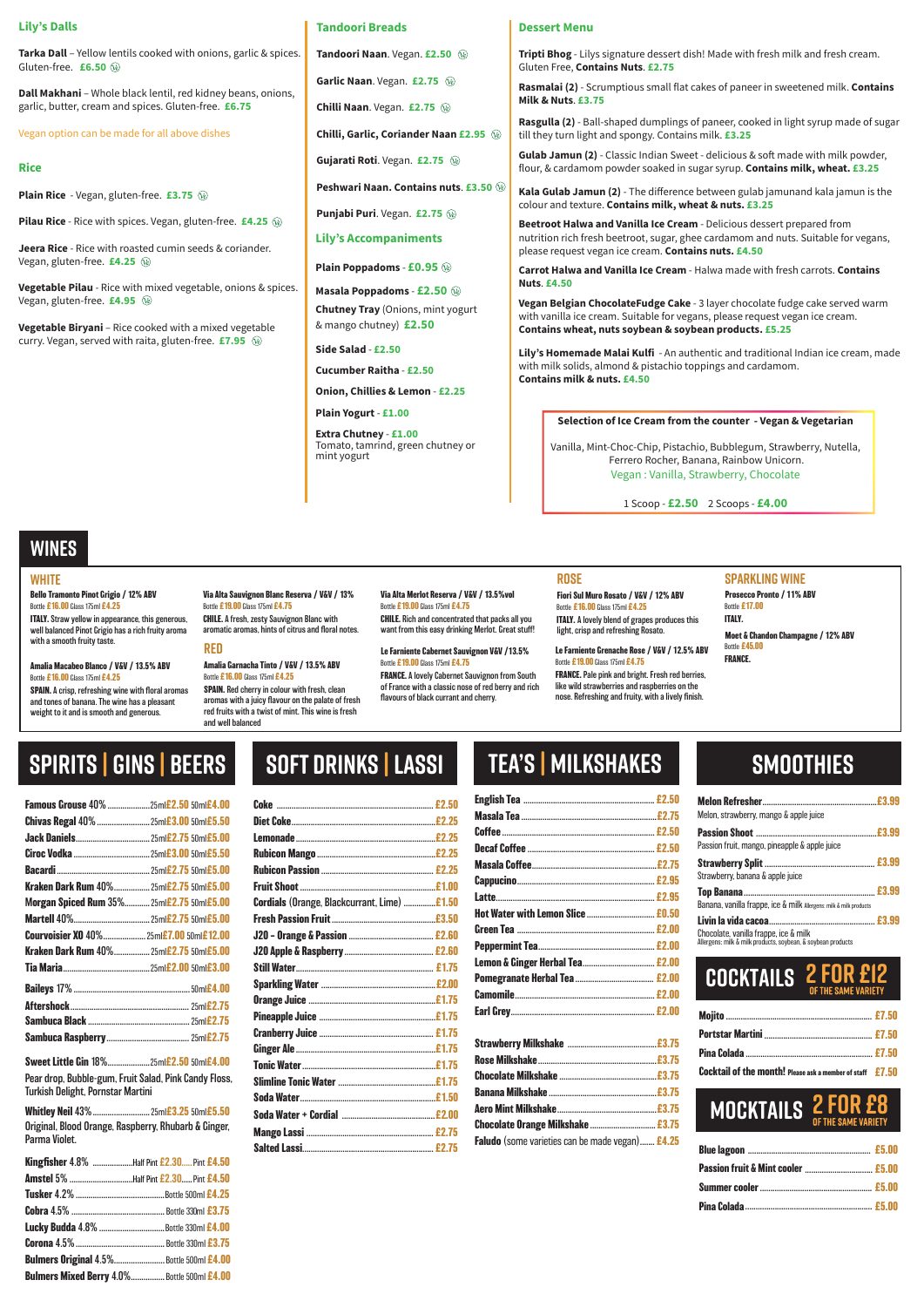## Lily's Dalls

**Tarka Dall** – Yellow lentils cooked with onions, garlic & spices. Gluten-free. **£6.50**

**Dall Makhani** – Whole black lentil, red kidney beans, onions, garlic, butter, cream and spices. Gluten-free. **£6.75**

Vegan option can be made for all above dishes

## Rice

**Plain Rice** - Vegan, gluten-free. **£3.75**

**Pilau Rice** - Rice with spices. Vegan, gluten-free. **£4.25**

**Jeera Rice** - Rice with roasted cumin seeds & coriander. Vegan, gluten-free. **£4.25**

**Vegetable Pilau** - Rice with mixed vegetable, onions & spices. Vegan, gluten-free. **£4.95**

**Vegetable Biryani** – Rice cooked with a mixed vegetable curry. Vegan, served with raita, gluten-free. **£7.95**

## Tandoori Breads

**Tandoori Naan**. Vegan. **£2.50**

**Garlic Naan**. Vegan. **£2.75**

**Chilli Naan**. Vegan. **£2.75**

**Chilli, Garlic, Coriander Naan £2.95**

**Gujarati Roti**. Vegan. **£2.75**

**Peshwari Naan. Contains nuts**. **£3.50**

**Punjabi Puri**. Vegan. **£2.75**

## Lily's Accompaniments

**Plain Poppadoms** - **£0.95**

**Masala Poppadoms** - **£2.50**

**Chutney Tray** (Onions, mint yogurt & mango chutney) **£2.50**

**Side Salad** - **£2.50**

**Cucumber Raitha** - **£2.50**

**Onion, Chillies & Lemon** - **£2.25**

**Plain Yogurt** - **£1.00**

**Extra Chutney** - **£1.00**
Tomato, tamrind, green chutney or mint yogurt

## Dessert Menu

**Tripti Bhog** - Lilys signature dessert dish! Made with fresh milk and fresh cream. Gluten Free, **Contains Nuts**. **£2.75**

**Rasmalai (2)** - Scrumptious small flat cakes of paneer in sweetened milk. **Contains Milk & Nuts**. **£3.75**

**Rasgulla (2)** - Ball-shaped dumplings of paneer, cooked in light syrup made of sugar till they turn light and spongy. Contains milk. **£3.25**

**Gulab Jamun (2)** - Classic Indian Sweet - delicious & soft made with milk powder, flour, & cardamom powder soaked in sugar syrup. **Contains milk, wheat. £3.25**

**Kala Gulab Jamun (2)** - The difference between gulab jamunand kala jamun is the colour and texture. **Contains milk, wheat & nuts. £3.25**

**Beetroot Halwa and Vanilla Ice Cream** - Delicious dessert prepared from nutrition rich fresh beetroot, sugar, ghee cardamom and nuts. Suitable for vegans, please request vegan ice cream. **Contains nuts. £4.50**

**Carrot Halwa and Vanilla Ice Cream** - Halwa made with fresh carrots. **Contains Nuts**. **£4.50**

**Vegan Belgian ChocolateFudge Cake** - 3 layer chocolate fudge cake served warm with vanilla ice cream. Suitable for vegans, please request vegan ice cream. **Contains wheat, nuts soybean & soybean products. £5.25**

**Lily's Homemade Malai Kulfi** - An authentic and traditional Indian ice cream, made with milk solids, almond & pistachio toppings and cardamom. **Contains milk & nuts. £4.50**

**Selection of Ice Cream from the counter - Vegan & Vegetarian**

Vanilla, Mint-Choc-Chip, Pistachio, Bubblegum, Strawberry, Nutella, Ferrero Rocher, Banana, Rainbow Unicorn.
Vegan : Vanilla, Strawberry, Chocolate

1 Scoop - **£2.50** 2 Scoops - **£4.00**

# WINES

## WHITE

**Bello Tramonto Pinot Grigio / 12% ABV**
Bottle **£16.00** Glass 175ml **£4.25**
**ITALY.** Straw yellow in appearance, this generous, well balanced Pinot Grigio has a rich fruity aroma with a smooth fruity taste.

**Amalia Macabeo Blanco / V&V / 13.5% ABV**
Bottle **£16.00** Glass 175ml **£4.25**
**SPAIN.** A crisp, refreshing wine with floral aromas and tones of banana. The wine has a pleasant weight to it and is smooth and generous.

**Via Alta Sauvignon Blanc Reserva / V&V / 13%**
Bottle **£19.00** Glass 175ml **£4.75**
**CHILE.** A fresh, zesty Sauvignon Blanc with aromatic aromas, hints of citrus and floral notes.

## RED

**Amalia Garnacha Tinto / V&V / 13.5% ABV**
Bottle **£16.00** Glass 175ml **£4.25**
**SPAIN.** Red cherry in colour with fresh, clean aromas with a juicy flavour on the palate of fresh red fruits with a twist of mint. This wine is fresh and well balanced

**Via Alta Merlot Reserva / V&V / 13.5%vol**
Bottle **£19.00** Glass 175ml **£4.75**
**CHILE.** Rich and concentrated that packs all you want from this easy drinking Merlot. Great stuff!

**Le Farniente Cabernet Sauvignon V&V /13.5%**
Bottle **£19.00** Glass 175ml **£4.75**
**FRANCE.** A lovely Cabernet Sauvignon from South of France with a classic nose of red berry and rich flavours of black currant and cherry.

## ROSE

**Fiori Sul Muro Rosato / V&V / 12% ABV**
Bottle **£16.00** Glass 175ml **£4.25**
**ITALY.** A lovely blend of grapes produces this light, crisp and refreshing Rosato.

**Le Farniente Grenache Rose / V&V / 12.5% ABV**
Bottle **£19.00** Glass 175ml **£4.75**
**FRANCE.** Pale pink and bright. Fresh red berries, like wild strawberries and raspberries on the nose. Refreshing and fruity, with a lively finish.

## SPARKLING WINE

**Prosecco Pronto / 11% ABV**
Bottle **£17.00**
**ITALY.**

**Moet & Chandon Champagne / 12% ABV**
Bottle **£45.00**
**FRANCE.**

# SPIRITS | GINS | BEERS

| | | |
|---|---|---|
| **Famous Grouse** 40% | 25ml **£2.50** | 50ml **£4.00** |
| **Chivas Regal** 40% | 25ml **£3.00** | 50ml **£5.50** |
| **Jack Daniels** | 25ml **£2.75** | 50ml **£5.00** |
| **Ciroc Vodka** | 25ml **£3.00** | 50ml **£5.50** |
| **Bacardi** | 25ml **£2.75** | 50ml **£5.00** |
| **Kraken Dark Rum** 40% | 25ml **£2.75** | 50ml **£5.00** |
| **Morgan Spiced Rum** 35% | 25ml **£2.75** | 50ml **£5.00** |
| **Martell** 40% | 25ml **£2.75** | 50ml **£5.00** |
| **Courvoisier XO** 40% | 25ml **£7.00** | 50ml **£12.00** |
| **Kraken Dark Rum** 40% | 25ml **£2.75** | 50ml **£5.00** |
| **Tia Maria** | 25ml **£2.00** | 50ml **£3.00** |
| **Baileys** 17% | | 50ml **£4.00** |
| **Aftershock** | 25ml **£2.75** | |
| **Sambuca Black** | 25ml **£2.75** | |
| **Sambuca Raspberry** | 25ml **£2.75** | |
| **Sweet Little Gin** 18% | 25ml **£2.50** | 50ml **£4.00** |

Pear drop, Bubble-gum, Fruit Salad, Pink Candy Floss, Turkish Delight, Pornstar Martini

| | | |
|---|---|---|
| **Whitley Neil** 43% | 25ml **£3.25** | 50ml **£5.50** |

Original, Blood Orange, Raspberry, Rhubarb & Ginger, Parma Violet.

| | | |
|---|---|---|
| **Kingfisher** 4.8% | Half Pint **£2.30** | Pint **£4.50** |
| **Amstel** 5% | Half Pint **£2.30** | Pint **£4.50** |
| **Tusker** 4.2% | Bottle 500ml **£4.25** | |
| **Cobra** 4.5% | Bottle 330ml **£3.75** | |
| **Lucky Budda** 4.8% | Bottle 330ml **£4.00** | |
| **Corona** 4.5% | Bottle 330ml **£3.75** | |
| **Bulmers Original** 4.5% | Bottle 500ml **£4.00** | |
| **Bulmers Mixed Berry** 4.0% | Bottle 500ml **£4.00** | |

# SOFT DRINKS | LASSI

| | |
|---|---|
| **Coke** | £2.50 |
| **Diet Coke** | £2.25 |
| **Lemonade** | £2.25 |
| **Rubicon Mango** | £2.25 |
| **Rubicon Passion** | £2.25 |
| **Fruit Shoot** | £1.00 |
| **Cordials** (Orange, Blackcurrant, Lime) | £1.50 |
| **Fresh Passion Fruit** | £3.50 |
| **J20 - Orange & Passion** | £2.60 |
| **J20 Apple & Raspberry** | £2.60 |
| **Still Water** | £1.75 |
| **Sparkling Water** | £2.00 |
| **Orange Juice** | £1.75 |
| **Pineapple Juice** | £1.75 |
| **Cranberry Juice** | £1.75 |
| **Ginger Ale** | £1.75 |
| **Tonic Water** | £1.75 |
| **Slimline Tonic Water** | £1.75 |
| **Soda Water** | £1.50 |
| **Soda Water + Cordial** | £2.00 |
| **Mango Lassi** | £2.75 |
| **Salted Lassi** | £2.75 |

# TEA'S | MILKSHAKES

| | |
|---|---|
| **English Tea** | £2.50 |
| **Masala Tea** | £2.75 |
| **Coffee** | £2.50 |
| **Decaf Coffee** | £2.50 |
| **Masala Coffee** | £2.75 |
| **Cappucino** | £2.95 |
| **Latte** | £2.95 |
| **Hot Water with Lemon Slice** | £0.50 |
| **Green Tea** | £2.00 |
| **Peppermint Tea** | £2.00 |
| **Lemon & Ginger Herbal Tea** | £2.00 |
| **Pomegranate Herbal Tea** | £2.00 |
| **Camomile** | £2.00 |
| **Earl Grey** | £2.00 |
| **Strawberry Milkshake** | £3.75 |
| **Rose Milkshake** | £3.75 |
| **Chocolate Milkshake** | £3.75 |
| **Banana Milkshake** | £3.75 |
| **Aero Mint Milkshake** | £3.75 |
| **Chocolate Orange Milkshake** | £3.75 |
| **Faludo** (some varieties can be made vegan) | £4.25 |

# SMOOTHIES

**Melon Refresher** ... £3.99
Melon, strawberry, mango & apple juice

**Passion Shoot** ... £3.99
Passion fruit, mango, pineapple & apple juice

**Strawberry Split** ... £3.99
Strawberry, banana & apple juice

**Top Banana** ... £3.99
Banana, vanilla frappe, ice & milk Allergens: milk & milk products

**Livin la vida cacoa** ... £3.99
Chocolate, vanilla frappe, ice & milk
Allergens: milk & milk products, soybean, & soybean products

# COCKTAILS 2 FOR £12
OF THE SAME VARIETY

| | |
|---|---|
| **Mojito** | £7.50 |
| **Portstar Martini** | £7.50 |
| **Pina Colada** | £7.50 |
| **Cocktail of the month!** Please ask a member of staff | £7.50 |

# MOCKTAILS 2 FOR £8
OF THE SAME VARIETY

| | |
|---|---|
| **Blue lagoon** | £5.00 |
| **Passion fruit & Mint cooler** | £5.00 |
| **Summer cooler** | £5.00 |
| **Pina Colada** | £5.00 |